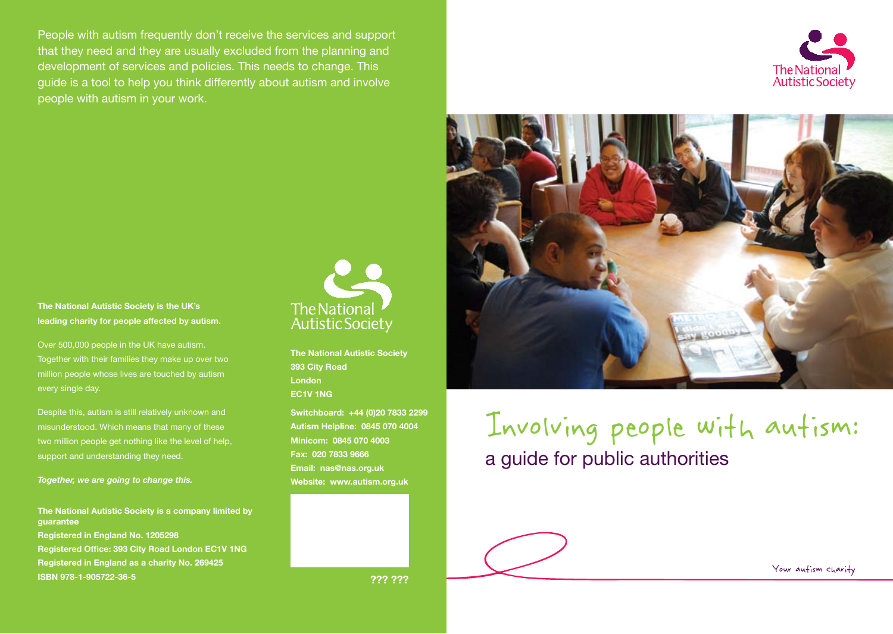# Involving people with autism:

## a guide for public authorities

The National Autistic Society

Your autism charity

People with autism frequently don't receive the services and support that they need and they are usually excluded from the planning and development of services and policies. This needs to change. This guide is a tool to help you think differently about autism and involve people with autism in your work.

**The National Autistic Society is the UK's leading charity for people affected by autism.**

Over 500,000 people in the UK have autism. Together with their families they make up over two million people whose lives are touched by autism every single day.

Despite this, autism is still relatively unknown and misunderstood. Which means that many of these two million people get nothing like the level of help, support and understanding they need.

***Together, we are going to change this.***

**The National Autistic Society is a company limited by guarantee**
**Registered in England No. 1205298**
**Registered Office: 393 City Road London EC1V 1NG**
**Registered in England as a charity No. 269425**
**ISBN 978-1-905722-36-5**

The National Autistic Society

**The National Autistic Society**
**393 City Road**
**London**
**EC1V 1NG**

**Switchboard: +44 (0)20 7833 2299**
**Autism Helpline: 0845 070 4004**
**Minicom: 0845 070 4003**
**Fax: 020 7833 9666**
**Email: nas@nas.org.uk**
**Website: www.autism.org.uk**

**??? ???**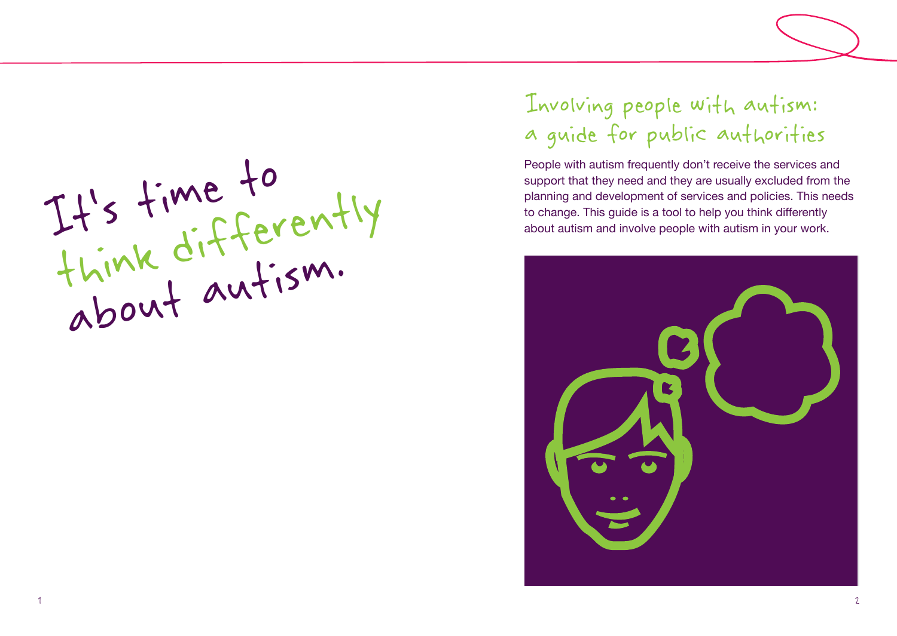It's time to think differently about autism.

# Involving people with autism: a guide for public authorities

People with autism frequently don't receive the services and support that they need and they are usually excluded from the planning and development of services and policies. This needs to change. This guide is a tool to help you think differently about autism and involve people with autism in your work.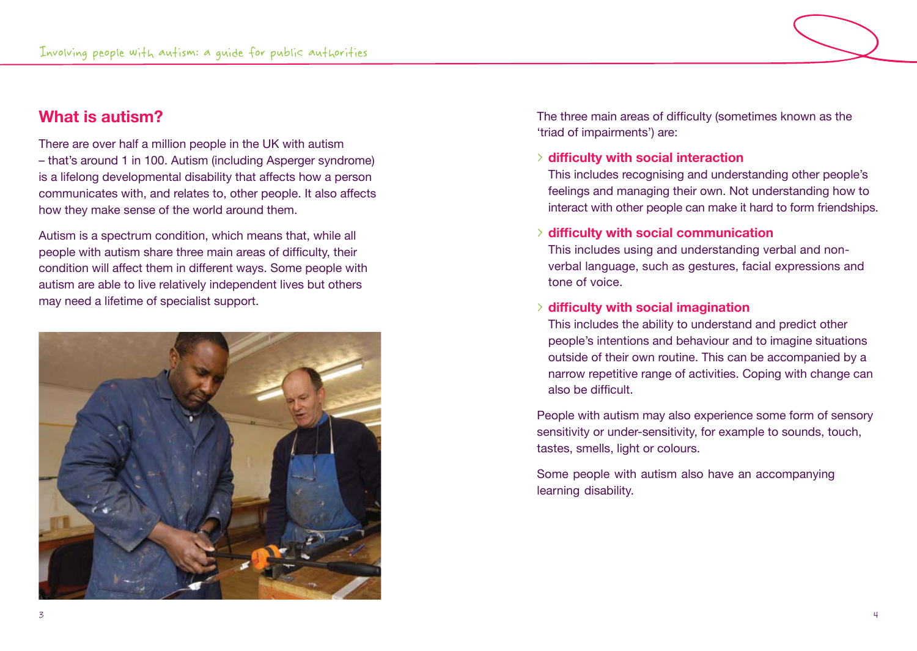## What is autism?

There are over half a million people in the UK with autism – that's around 1 in 100. Autism (including Asperger syndrome) is a lifelong developmental disability that affects how a person communicates with, and relates to, other people. It also affects how they make sense of the world around them.

Autism is a spectrum condition, which means that, while all people with autism share three main areas of difficulty, their condition will affect them in different ways. Some people with autism are able to live relatively independent lives but others may need a lifetime of specialist support.

The three main areas of difficulty (sometimes known as the 'triad of impairments') are:

- **difficulty with social interaction**
  This includes recognising and understanding other people's feelings and managing their own. Not understanding how to interact with other people can make it hard to form friendships.
- **difficulty with social communication**
  This includes using and understanding verbal and non-verbal language, such as gestures, facial expressions and tone of voice.
- **difficulty with social imagination**
  This includes the ability to understand and predict other people's intentions and behaviour and to imagine situations outside of their own routine. This can be accompanied by a narrow repetitive range of activities. Coping with change can also be difficult.

People with autism may also experience some form of sensory sensitivity or under-sensitivity, for example to sounds, touch, tastes, smells, light or colours.

Some people with autism also have an accompanying learning disability.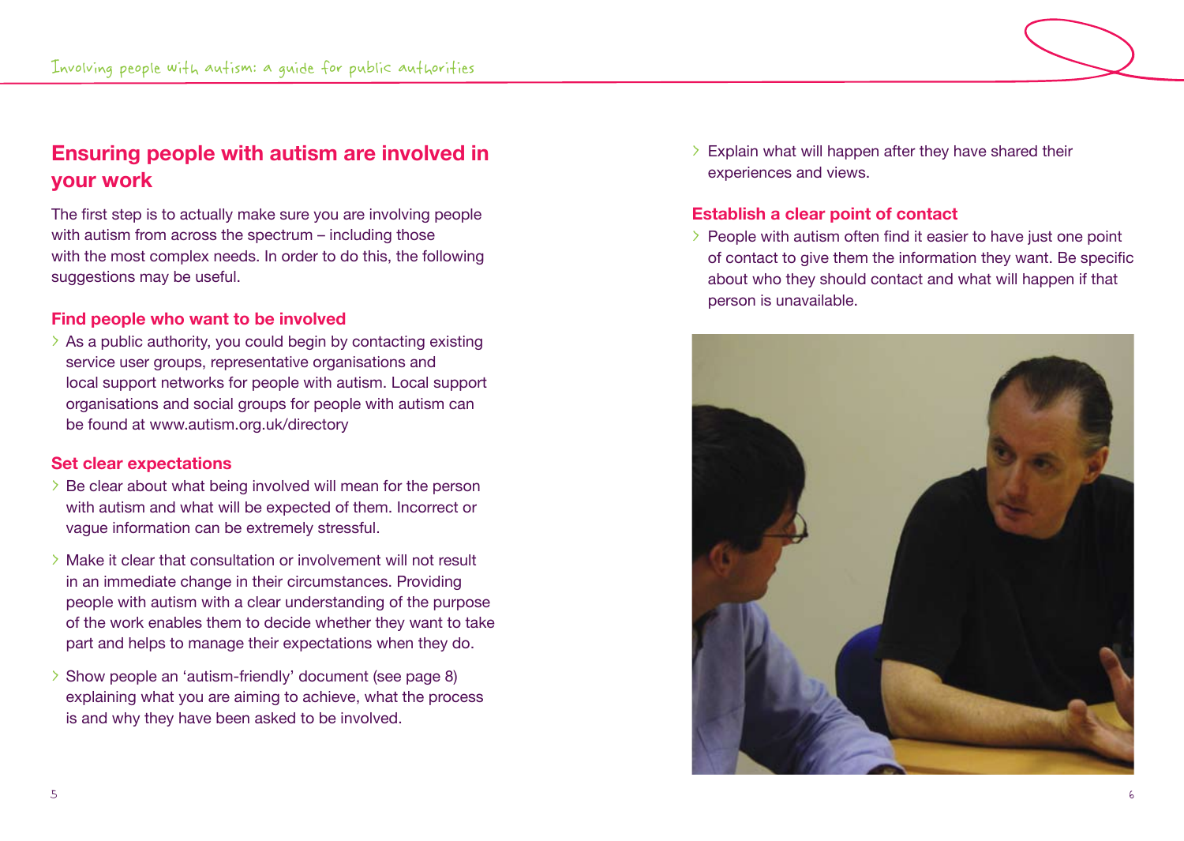## Ensuring people with autism are involved in your work

The first step is to actually make sure you are involving people with autism from across the spectrum – including those with the most complex needs. In order to do this, the following suggestions may be useful.

### Find people who want to be involved

- As a public authority, you could begin by contacting existing service user groups, representative organisations and local support networks for people with autism. Local support organisations and social groups for people with autism can be found at www.autism.org.uk/directory

### Set clear expectations

- Be clear about what being involved will mean for the person with autism and what will be expected of them. Incorrect or vague information can be extremely stressful.
- Make it clear that consultation or involvement will not result in an immediate change in their circumstances. Providing people with autism with a clear understanding of the purpose of the work enables them to decide whether they want to take part and helps to manage their expectations when they do.
- Show people an 'autism-friendly' document (see page 8) explaining what you are aiming to achieve, what the process is and why they have been asked to be involved.
- Explain what will happen after they have shared their experiences and views.

### Establish a clear point of contact

- People with autism often find it easier to have just one point of contact to give them the information they want. Be specific about who they should contact and what will happen if that person is unavailable.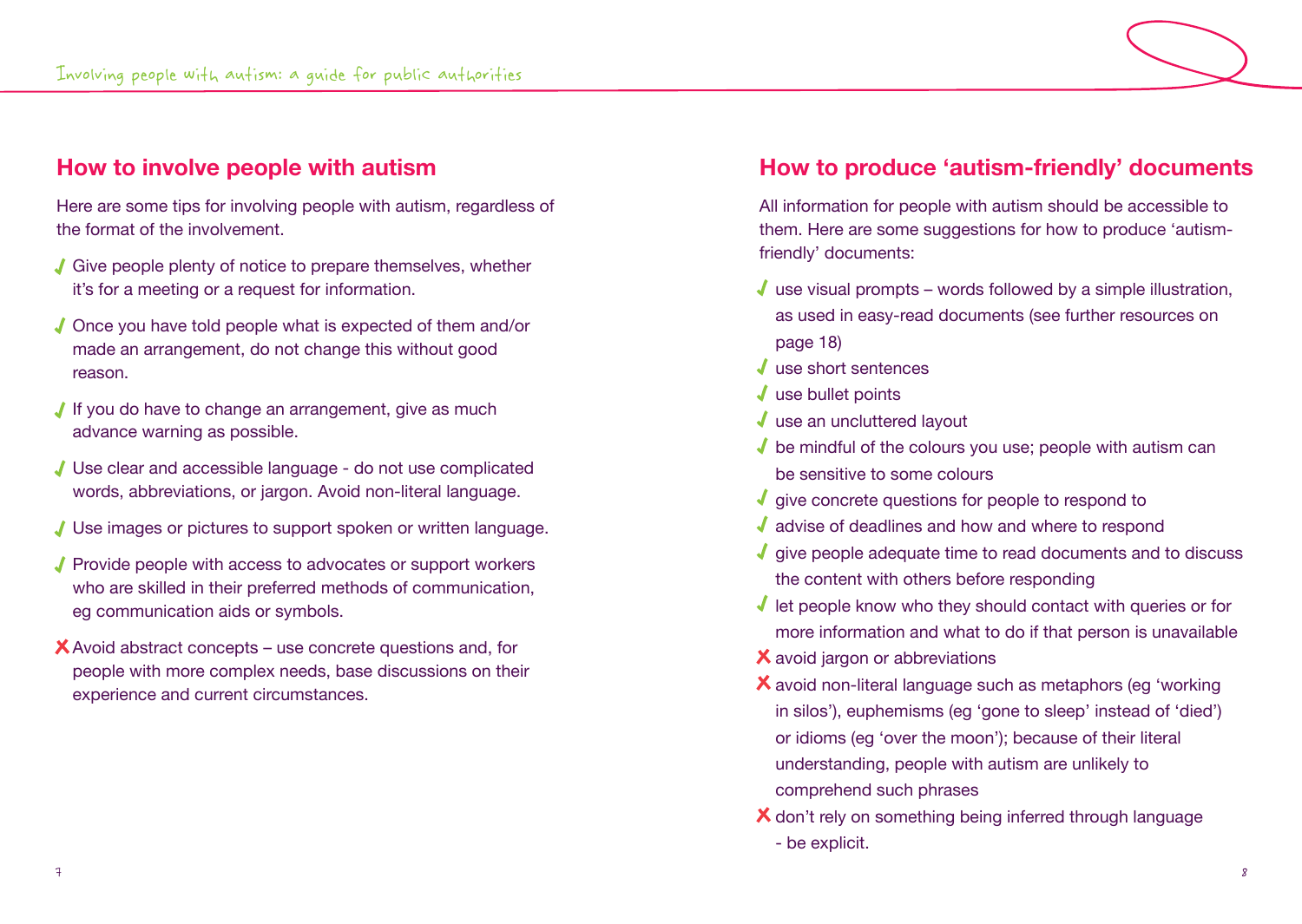## How to involve people with autism

Here are some tips for involving people with autism, regardless of the format of the involvement.

- ✓ Give people plenty of notice to prepare themselves, whether it's for a meeting or a request for information.
- ✓ Once you have told people what is expected of them and/or made an arrangement, do not change this without good reason.
- ✓ If you do have to change an arrangement, give as much advance warning as possible.
- ✓ Use clear and accessible language - do not use complicated words, abbreviations, or jargon. Avoid non-literal language.
- ✓ Use images or pictures to support spoken or written language.
- ✓ Provide people with access to advocates or support workers who are skilled in their preferred methods of communication, eg communication aids or symbols.
- ✗ Avoid abstract concepts – use concrete questions and, for people with more complex needs, base discussions on their experience and current circumstances.

## How to produce 'autism-friendly' documents

All information for people with autism should be accessible to them. Here are some suggestions for how to produce 'autism-friendly' documents:

- ✓ use visual prompts – words followed by a simple illustration, as used in easy-read documents (see further resources on page 18)
- ✓ use short sentences
- ✓ use bullet points
- ✓ use an uncluttered layout
- ✓ be mindful of the colours you use; people with autism can be sensitive to some colours
- ✓ give concrete questions for people to respond to
- ✓ advise of deadlines and how and where to respond
- ✓ give people adequate time to read documents and to discuss the content with others before responding
- ✓ let people know who they should contact with queries or for more information and what to do if that person is unavailable
- ✗ avoid jargon or abbreviations
- ✗ avoid non-literal language such as metaphors (eg 'working in silos'), euphemisms (eg 'gone to sleep' instead of 'died') or idioms (eg 'over the moon'); because of their literal understanding, people with autism are unlikely to comprehend such phrases
- ✗ don't rely on something being inferred through language - be explicit.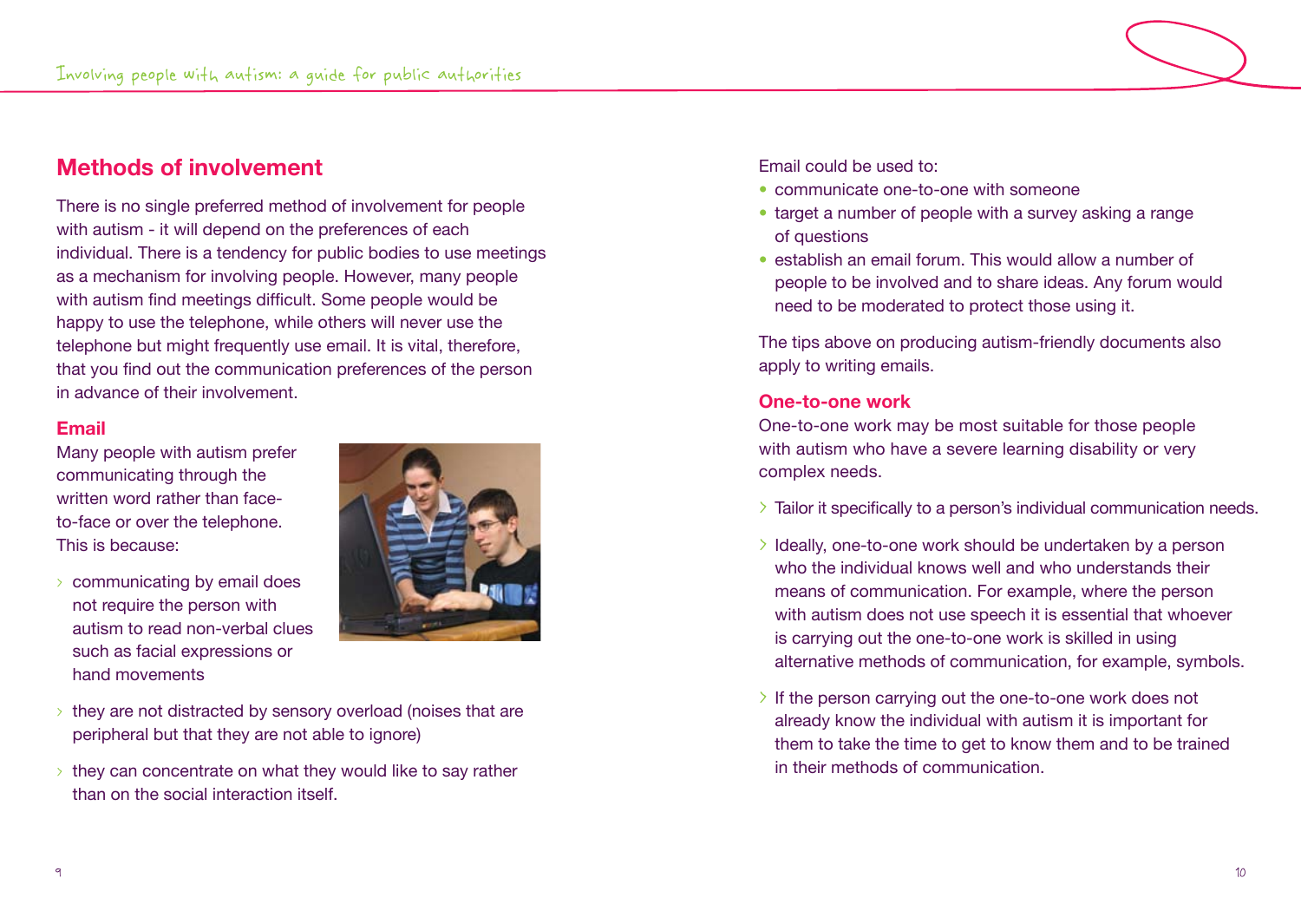## Methods of involvement

There is no single preferred method of involvement for people with autism - it will depend on the preferences of each individual. There is a tendency for public bodies to use meetings as a mechanism for involving people. However, many people with autism find meetings difficult. Some people would be happy to use the telephone, while others will never use the telephone but might frequently use email. It is vital, therefore, that you find out the communication preferences of the person in advance of their involvement.

### Email

Many people with autism prefer communicating through the written word rather than face-to-face or over the telephone. This is because:

- communicating by email does not require the person with autism to read non-verbal clues such as facial expressions or hand movements
- they are not distracted by sensory overload (noises that are peripheral but that they are not able to ignore)
- they can concentrate on what they would like to say rather than on the social interaction itself.

Email could be used to:

- communicate one-to-one with someone
- target a number of people with a survey asking a range of questions
- establish an email forum. This would allow a number of people to be involved and to share ideas. Any forum would need to be moderated to protect those using it.

The tips above on producing autism-friendly documents also apply to writing emails.

### One-to-one work

One-to-one work may be most suitable for those people with autism who have a severe learning disability or very complex needs.

- Tailor it specifically to a person's individual communication needs.
- Ideally, one-to-one work should be undertaken by a person who the individual knows well and who understands their means of communication. For example, where the person with autism does not use speech it is essential that whoever is carrying out the one-to-one work is skilled in using alternative methods of communication, for example, symbols.
- If the person carrying out the one-to-one work does not already know the individual with autism it is important for them to take the time to get to know them and to be trained in their methods of communication.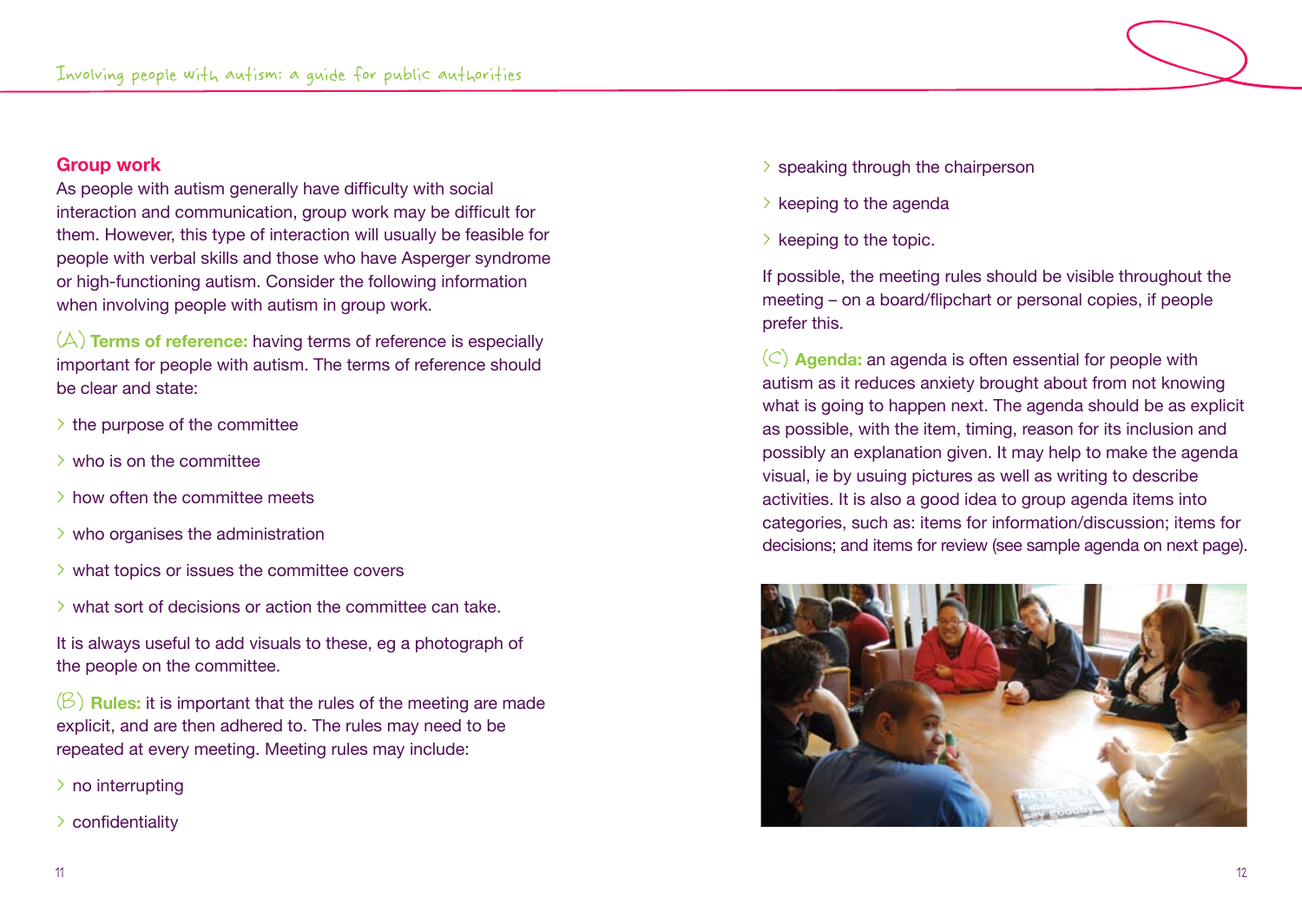## Group work

As people with autism generally have difficulty with social interaction and communication, group work may be difficult for them. However, this type of interaction will usually be feasible for people with verbal skills and those who have Asperger syndrome or high-functioning autism. Consider the following information when involving people with autism in group work.

(A) **Terms of reference:** having terms of reference is especially important for people with autism. The terms of reference should be clear and state:

- the purpose of the committee
- who is on the committee
- how often the committee meets
- who organises the administration
- what topics or issues the committee covers
- what sort of decisions or action the committee can take.

It is always useful to add visuals to these, eg a photograph of the people on the committee.

(B) **Rules:** it is important that the rules of the meeting are made explicit, and are then adhered to. The rules may need to be repeated at every meeting. Meeting rules may include:

- no interrupting
- confidentiality
- speaking through the chairperson
- keeping to the agenda
- keeping to the topic.

If possible, the meeting rules should be visible throughout the meeting – on a board/flipchart or personal copies, if people prefer this.

(C) **Agenda:** an agenda is often essential for people with autism as it reduces anxiety brought about from not knowing what is going to happen next. The agenda should be as explicit as possible, with the item, timing, reason for its inclusion and possibly an explanation given. It may help to make the agenda visual, ie by usuing pictures as well as writing to describe activities. It is also a good idea to group agenda items into categories, such as: items for information/discussion; items for decisions; and items for review (see sample agenda on next page).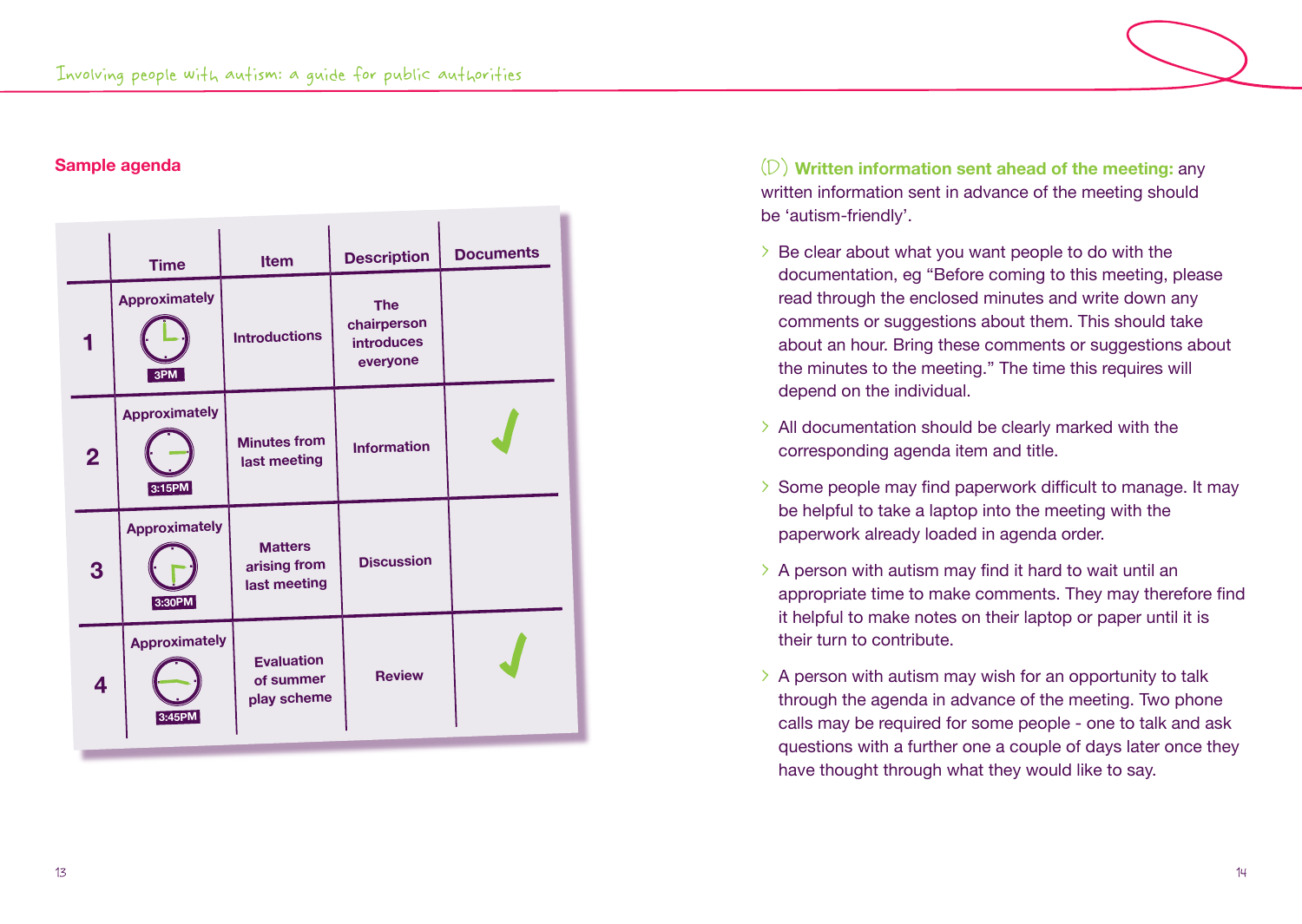## Sample agenda

| | Time | Item | Description | Documents |
|---|---|---|---|---|
| 1 | Approximately 3PM | Introductions | The chairperson introduces everyone | |
| 2 | Approximately 3:15PM | Minutes from last meeting | Information | ✓ |
| 3 | Approximately 3:30PM | Matters arising from last meeting | Discussion | |
| 4 | Approximately 3:45PM | Evaluation of summer play scheme | Review | ✓ |

(D) **Written information sent ahead of the meeting:** any written information sent in advance of the meeting should be 'autism-friendly'.

- Be clear about what you want people to do with the documentation, eg "Before coming to this meeting, please read through the enclosed minutes and write down any comments or suggestions about them. This should take about an hour. Bring these comments or suggestions about the minutes to the meeting." The time this requires will depend on the individual.
- All documentation should be clearly marked with the corresponding agenda item and title.
- Some people may find paperwork difficult to manage. It may be helpful to take a laptop into the meeting with the paperwork already loaded in agenda order.
- A person with autism may find it hard to wait until an appropriate time to make comments. They may therefore find it helpful to make notes on their laptop or paper until it is their turn to contribute.
- A person with autism may wish for an opportunity to talk through the agenda in advance of the meeting. Two phone calls may be required for some people - one to talk and ask questions with a further one a couple of days later once they have thought through what they would like to say.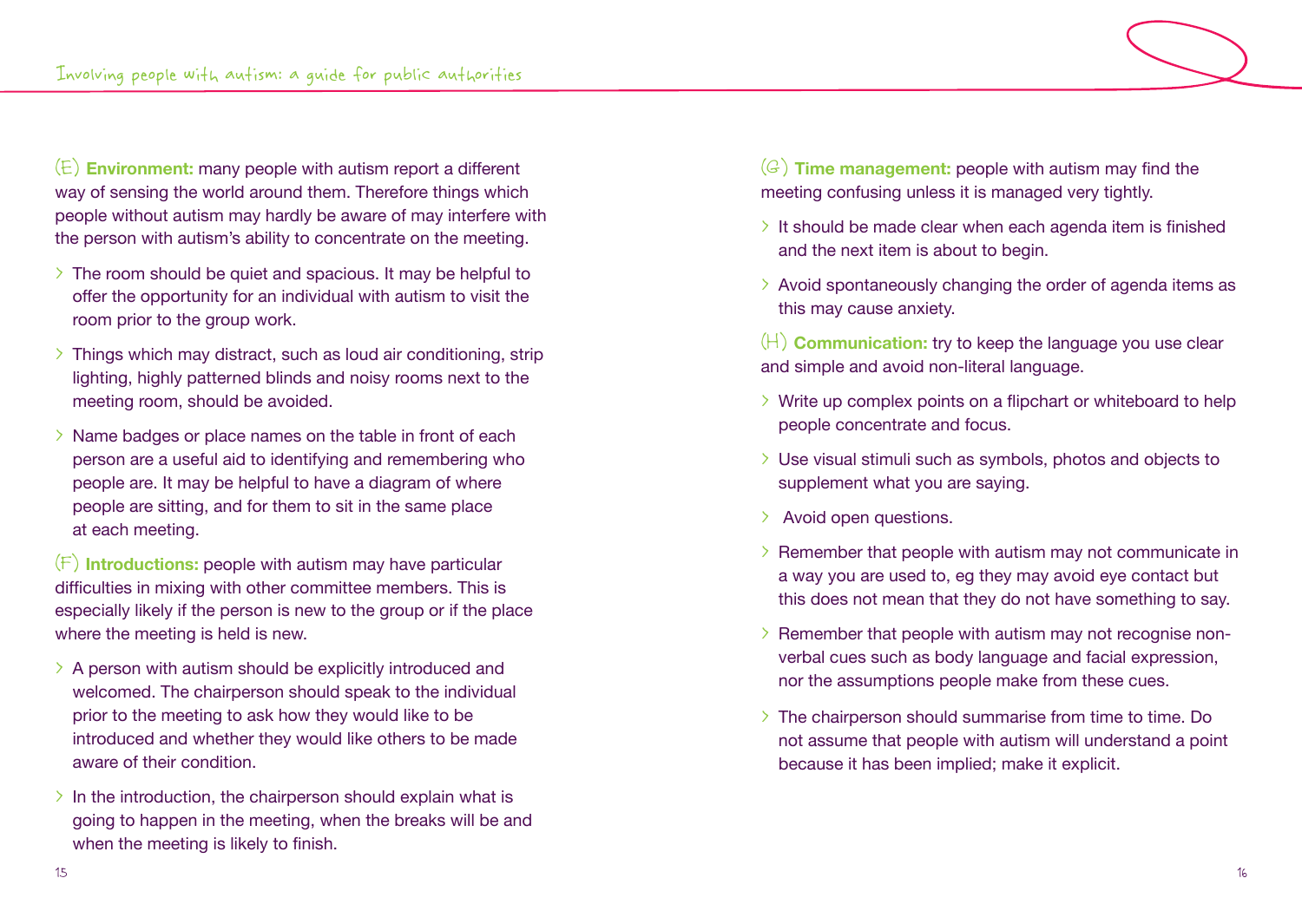(E) **Environment:** many people with autism report a different way of sensing the world around them. Therefore things which people without autism may hardly be aware of may interfere with the person with autism's ability to concentrate on the meeting.

- The room should be quiet and spacious. It may be helpful to offer the opportunity for an individual with autism to visit the room prior to the group work.
- Things which may distract, such as loud air conditioning, strip lighting, highly patterned blinds and noisy rooms next to the meeting room, should be avoided.
- Name badges or place names on the table in front of each person are a useful aid to identifying and remembering who people are. It may be helpful to have a diagram of where people are sitting, and for them to sit in the same place at each meeting.

(F) **Introductions:** people with autism may have particular difficulties in mixing with other committee members. This is especially likely if the person is new to the group or if the place where the meeting is held is new.

- A person with autism should be explicitly introduced and welcomed. The chairperson should speak to the individual prior to the meeting to ask how they would like to be introduced and whether they would like others to be made aware of their condition.
- In the introduction, the chairperson should explain what is going to happen in the meeting, when the breaks will be and when the meeting is likely to finish.

(G) **Time management:** people with autism may find the meeting confusing unless it is managed very tightly.

- It should be made clear when each agenda item is finished and the next item is about to begin.
- Avoid spontaneously changing the order of agenda items as this may cause anxiety.

(H) **Communication:** try to keep the language you use clear and simple and avoid non-literal language.

- Write up complex points on a flipchart or whiteboard to help people concentrate and focus.
- Use visual stimuli such as symbols, photos and objects to supplement what you are saying.
- Avoid open questions.
- Remember that people with autism may not communicate in a way you are used to, eg they may avoid eye contact but this does not mean that they do not have something to say.
- Remember that people with autism may not recognise non-verbal cues such as body language and facial expression, nor the assumptions people make from these cues.
- The chairperson should summarise from time to time. Do not assume that people with autism will understand a point because it has been implied; make it explicit.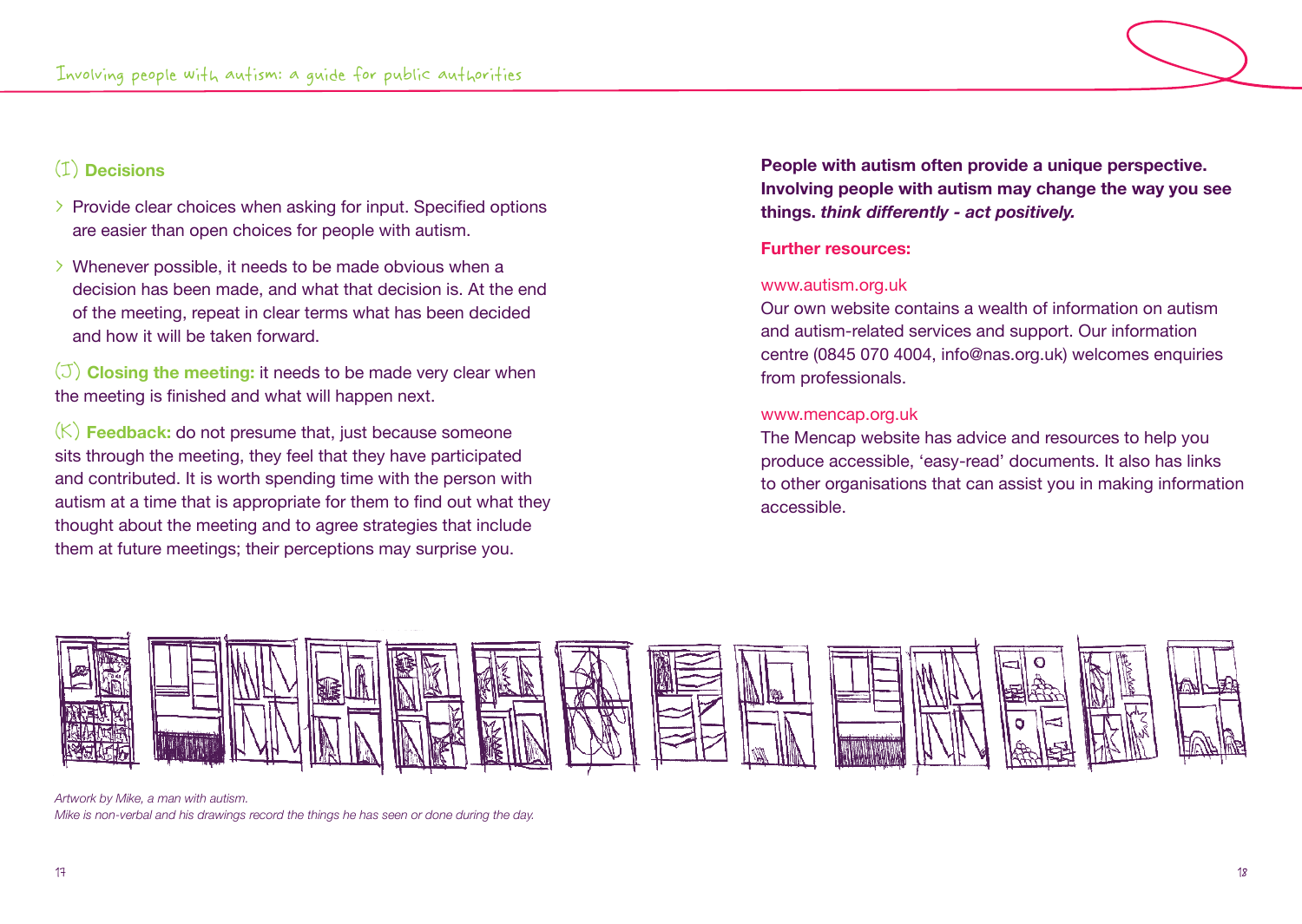## (I) Decisions

- Provide clear choices when asking for input. Specified options are easier than open choices for people with autism.
- Whenever possible, it needs to be made obvious when a decision has been made, and what that decision is. At the end of the meeting, repeat in clear terms what has been decided and how it will be taken forward.

(J) **Closing the meeting:** it needs to be made very clear when the meeting is finished and what will happen next.

(K) **Feedback:** do not presume that, just because someone sits through the meeting, they feel that they have participated and contributed. It is worth spending time with the person with autism at a time that is appropriate for them to find out what they thought about the meeting and to agree strategies that include them at future meetings; their perceptions may surprise you.

**People with autism often provide a unique perspective. Involving people with autism may change the way you see things. *think differently - act positively.***

**Further resources:**

www.autism.org.uk
Our own website contains a wealth of information on autism and autism-related services and support. Our information centre (0845 070 4004, info@nas.org.uk) welcomes enquiries from professionals.

www.mencap.org.uk
The Mencap website has advice and resources to help you produce accessible, 'easy-read' documents. It also has links to other organisations that can assist you in making information accessible.

*Artwork by Mike, a man with autism.*
*Mike is non-verbal and his drawings record the things he has seen or done during the day.*